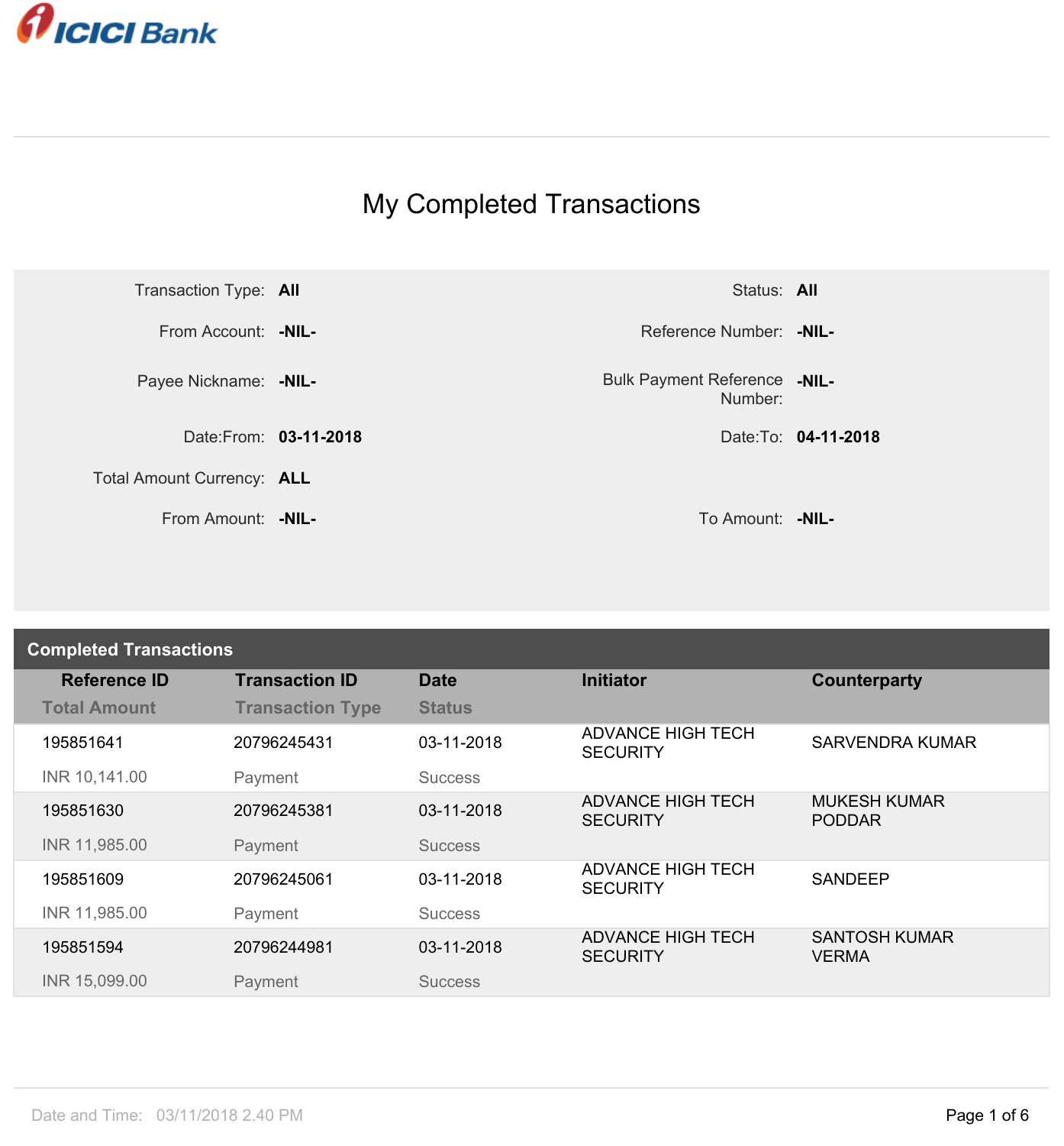ICICI Bank

# My Completed Transactions

| | | | |
|---|---|---|---|
| Transaction Type: | **All** | Status: | **All** |
| From Account: | **-NIL-** | Reference Number: | **-NIL-** |
| Payee Nickname: | **-NIL-** | Bulk Payment Reference Number: | **-NIL-** |
| Date:From: | **03-11-2018** | Date:To: | **04-11-2018** |
| Total Amount Currency: | **ALL** | | |
| From Amount: | **-NIL-** | To Amount: | **-NIL-** |

## Completed Transactions

| Reference ID / Total Amount | Transaction ID / Transaction Type | Date / Status | Initiator | Counterparty |
|---|---|---|---|---|
| 195851641<br>INR 10,141.00 | 20796245431<br>Payment | 03-11-2018<br>Success | ADVANCE HIGH TECH SECURITY | SARVENDRA KUMAR |
| 195851630<br>INR 11,985.00 | 20796245381<br>Payment | 03-11-2018<br>Success | ADVANCE HIGH TECH SECURITY | MUKESH KUMAR PODDAR |
| 195851609<br>INR 11,985.00 | 20796245061<br>Payment | 03-11-2018<br>Success | ADVANCE HIGH TECH SECURITY | SANDEEP |
| 195851594<br>INR 15,099.00 | 20796244981<br>Payment | 03-11-2018<br>Success | ADVANCE HIGH TECH SECURITY | SANTOSH KUMAR VERMA |

Date and Time: 03/11/2018 2.40 PM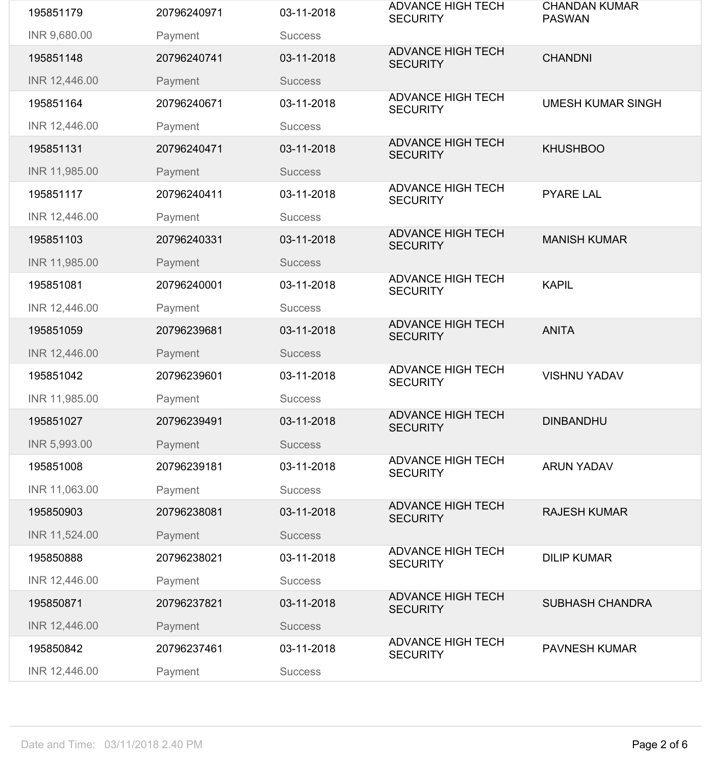| | | | | |
|---|---|---|---|---|
| 195851179 | 20796240971 | 03-11-2018 | ADVANCE HIGH TECH SECURITY | CHANDAN KUMAR PASWAN |
| INR 9,680.00 | Payment | Success | | |
| 195851148 | 20796240741 | 03-11-2018 | ADVANCE HIGH TECH SECURITY | CHANDNI |
| INR 12,446.00 | Payment | Success | | |
| 195851164 | 20796240671 | 03-11-2018 | ADVANCE HIGH TECH SECURITY | UMESH KUMAR SINGH |
| INR 12,446.00 | Payment | Success | | |
| 195851131 | 20796240471 | 03-11-2018 | ADVANCE HIGH TECH SECURITY | KHUSHBOO |
| INR 11,985.00 | Payment | Success | | |
| 195851117 | 20796240411 | 03-11-2018 | ADVANCE HIGH TECH SECURITY | PYARE LAL |
| INR 12,446.00 | Payment | Success | | |
| 195851103 | 20796240331 | 03-11-2018 | ADVANCE HIGH TECH SECURITY | MANISH KUMAR |
| INR 11,985.00 | Payment | Success | | |
| 195851081 | 20796240001 | 03-11-2018 | ADVANCE HIGH TECH SECURITY | KAPIL |
| INR 12,446.00 | Payment | Success | | |
| 195851059 | 20796239681 | 03-11-2018 | ADVANCE HIGH TECH SECURITY | ANITA |
| INR 12,446.00 | Payment | Success | | |
| 195851042 | 20796239601 | 03-11-2018 | ADVANCE HIGH TECH SECURITY | VISHNU YADAV |
| INR 11,985.00 | Payment | Success | | |
| 195851027 | 20796239491 | 03-11-2018 | ADVANCE HIGH TECH SECURITY | DINBANDHU |
| INR 5,993.00 | Payment | Success | | |
| 195851008 | 20796239181 | 03-11-2018 | ADVANCE HIGH TECH SECURITY | ARUN YADAV |
| INR 11,063.00 | Payment | Success | | |
| 195850903 | 20796238081 | 03-11-2018 | ADVANCE HIGH TECH SECURITY | RAJESH KUMAR |
| INR 11,524.00 | Payment | Success | | |
| 195850888 | 20796238021 | 03-11-2018 | ADVANCE HIGH TECH SECURITY | DILIP KUMAR |
| INR 12,446.00 | Payment | Success | | |
| 195850871 | 20796237821 | 03-11-2018 | ADVANCE HIGH TECH SECURITY | SUBHASH CHANDRA |
| INR 12,446.00 | Payment | Success | | |
| 195850842 | 20796237461 | 03-11-2018 | ADVANCE HIGH TECH SECURITY | PAVNESH KUMAR |
| INR 12,446.00 | Payment | Success | | |

Date and Time: 03/11/2018 2.40 PM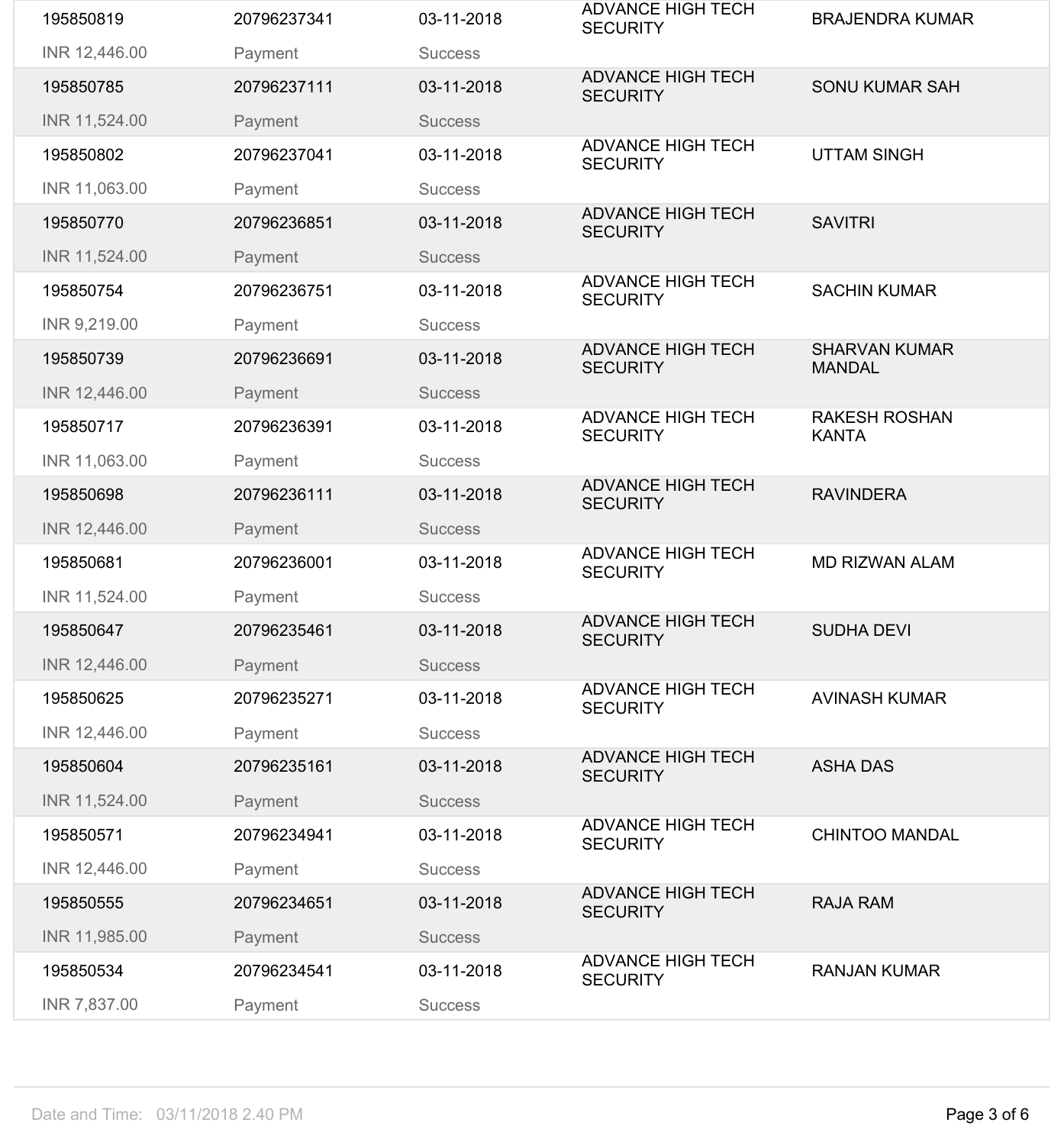| | | | | |
|---|---|---|---|---|
| 195850819 | 20796237341 | 03-11-2018 | ADVANCE HIGH TECH SECURITY | BRAJENDRA KUMAR |
| INR 12,446.00 | Payment | Success | | |
| 195850785 | 20796237111 | 03-11-2018 | ADVANCE HIGH TECH SECURITY | SONU KUMAR SAH |
| INR 11,524.00 | Payment | Success | | |
| 195850802 | 20796237041 | 03-11-2018 | ADVANCE HIGH TECH SECURITY | UTTAM SINGH |
| INR 11,063.00 | Payment | Success | | |
| 195850770 | 20796236851 | 03-11-2018 | ADVANCE HIGH TECH SECURITY | SAVITRI |
| INR 11,524.00 | Payment | Success | | |
| 195850754 | 20796236751 | 03-11-2018 | ADVANCE HIGH TECH SECURITY | SACHIN KUMAR |
| INR 9,219.00 | Payment | Success | | |
| 195850739 | 20796236691 | 03-11-2018 | ADVANCE HIGH TECH SECURITY | SHARVAN KUMAR MANDAL |
| INR 12,446.00 | Payment | Success | | |
| 195850717 | 20796236391 | 03-11-2018 | ADVANCE HIGH TECH SECURITY | RAKESH ROSHAN KANTA |
| INR 11,063.00 | Payment | Success | | |
| 195850698 | 20796236111 | 03-11-2018 | ADVANCE HIGH TECH SECURITY | RAVINDERA |
| INR 12,446.00 | Payment | Success | | |
| 195850681 | 20796236001 | 03-11-2018 | ADVANCE HIGH TECH SECURITY | MD RIZWAN ALAM |
| INR 11,524.00 | Payment | Success | | |
| 195850647 | 20796235461 | 03-11-2018 | ADVANCE HIGH TECH SECURITY | SUDHA DEVI |
| INR 12,446.00 | Payment | Success | | |
| 195850625 | 20796235271 | 03-11-2018 | ADVANCE HIGH TECH SECURITY | AVINASH KUMAR |
| INR 12,446.00 | Payment | Success | | |
| 195850604 | 20796235161 | 03-11-2018 | ADVANCE HIGH TECH SECURITY | ASHA DAS |
| INR 11,524.00 | Payment | Success | | |
| 195850571 | 20796234941 | 03-11-2018 | ADVANCE HIGH TECH SECURITY | CHINTOO MANDAL |
| INR 12,446.00 | Payment | Success | | |
| 195850555 | 20796234651 | 03-11-2018 | ADVANCE HIGH TECH SECURITY | RAJA RAM |
| INR 11,985.00 | Payment | Success | | |
| 195850534 | 20796234541 | 03-11-2018 | ADVANCE HIGH TECH SECURITY | RANJAN KUMAR |
| INR 7,837.00 | Payment | Success | | |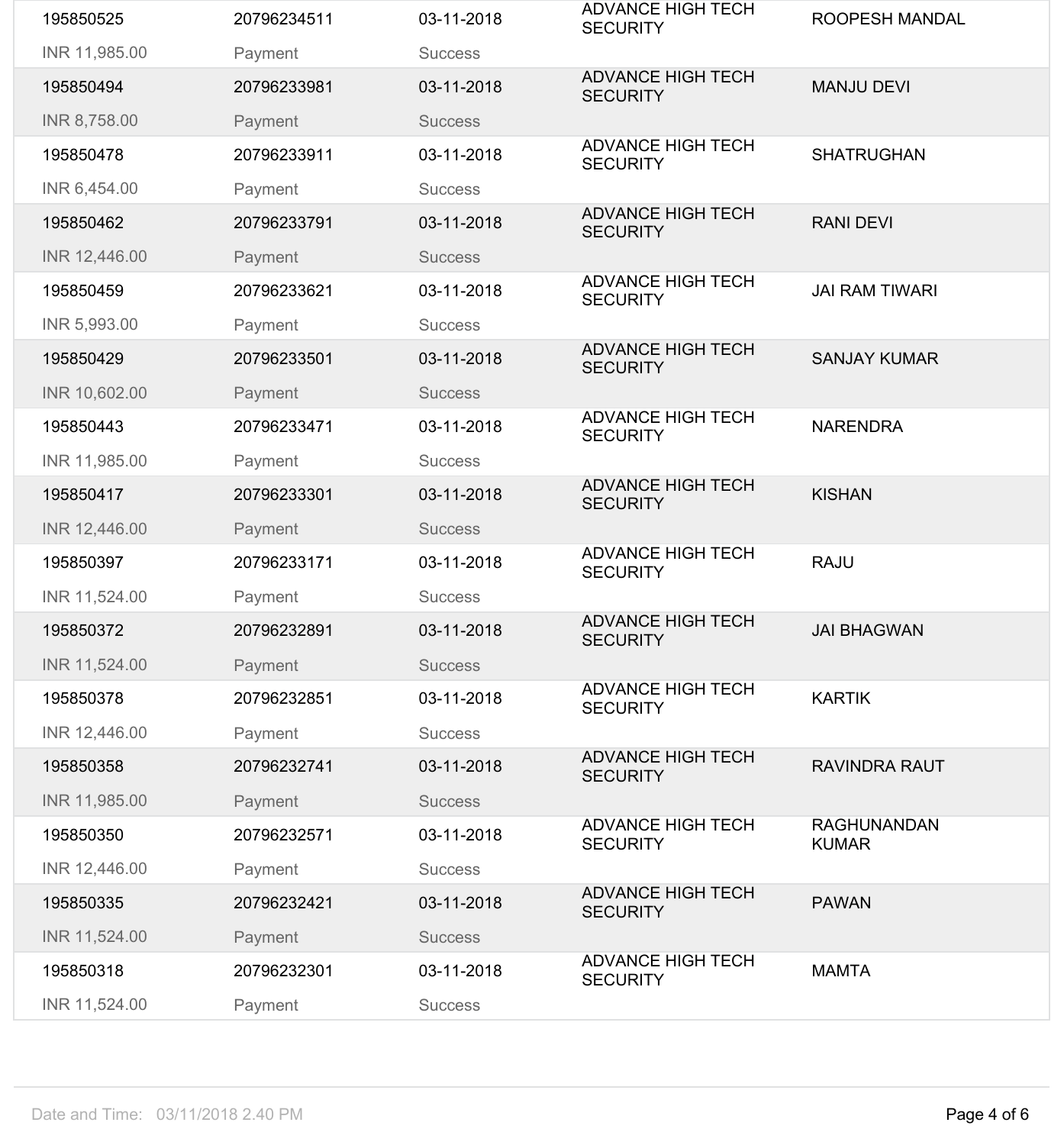| | | | | |
|---|---|---|---|---|
| 195850525 | 20796234511 | 03-11-2018 | ADVANCE HIGH TECH SECURITY | ROOPESH MANDAL |
| INR 11,985.00 | Payment | Success | | |
| 195850494 | 20796233981 | 03-11-2018 | ADVANCE HIGH TECH SECURITY | MANJU DEVI |
| INR 8,758.00 | Payment | Success | | |
| 195850478 | 20796233911 | 03-11-2018 | ADVANCE HIGH TECH SECURITY | SHATRUGHAN |
| INR 6,454.00 | Payment | Success | | |
| 195850462 | 20796233791 | 03-11-2018 | ADVANCE HIGH TECH SECURITY | RANI DEVI |
| INR 12,446.00 | Payment | Success | | |
| 195850459 | 20796233621 | 03-11-2018 | ADVANCE HIGH TECH SECURITY | JAI RAM TIWARI |
| INR 5,993.00 | Payment | Success | | |
| 195850429 | 20796233501 | 03-11-2018 | ADVANCE HIGH TECH SECURITY | SANJAY KUMAR |
| INR 10,602.00 | Payment | Success | | |
| 195850443 | 20796233471 | 03-11-2018 | ADVANCE HIGH TECH SECURITY | NARENDRA |
| INR 11,985.00 | Payment | Success | | |
| 195850417 | 20796233301 | 03-11-2018 | ADVANCE HIGH TECH SECURITY | KISHAN |
| INR 12,446.00 | Payment | Success | | |
| 195850397 | 20796233171 | 03-11-2018 | ADVANCE HIGH TECH SECURITY | RAJU |
| INR 11,524.00 | Payment | Success | | |
| 195850372 | 20796232891 | 03-11-2018 | ADVANCE HIGH TECH SECURITY | JAI BHAGWAN |
| INR 11,524.00 | Payment | Success | | |
| 195850378 | 20796232851 | 03-11-2018 | ADVANCE HIGH TECH SECURITY | KARTIK |
| INR 12,446.00 | Payment | Success | | |
| 195850358 | 20796232741 | 03-11-2018 | ADVANCE HIGH TECH SECURITY | RAVINDRA RAUT |
| INR 11,985.00 | Payment | Success | | |
| 195850350 | 20796232571 | 03-11-2018 | ADVANCE HIGH TECH SECURITY | RAGHUNANDAN KUMAR |
| INR 12,446.00 | Payment | Success | | |
| 195850335 | 20796232421 | 03-11-2018 | ADVANCE HIGH TECH SECURITY | PAWAN |
| INR 11,524.00 | Payment | Success | | |
| 195850318 | 20796232301 | 03-11-2018 | ADVANCE HIGH TECH SECURITY | MAMTA |
| INR 11,524.00 | Payment | Success | | |

Date and Time: 03/11/2018 2.40 PM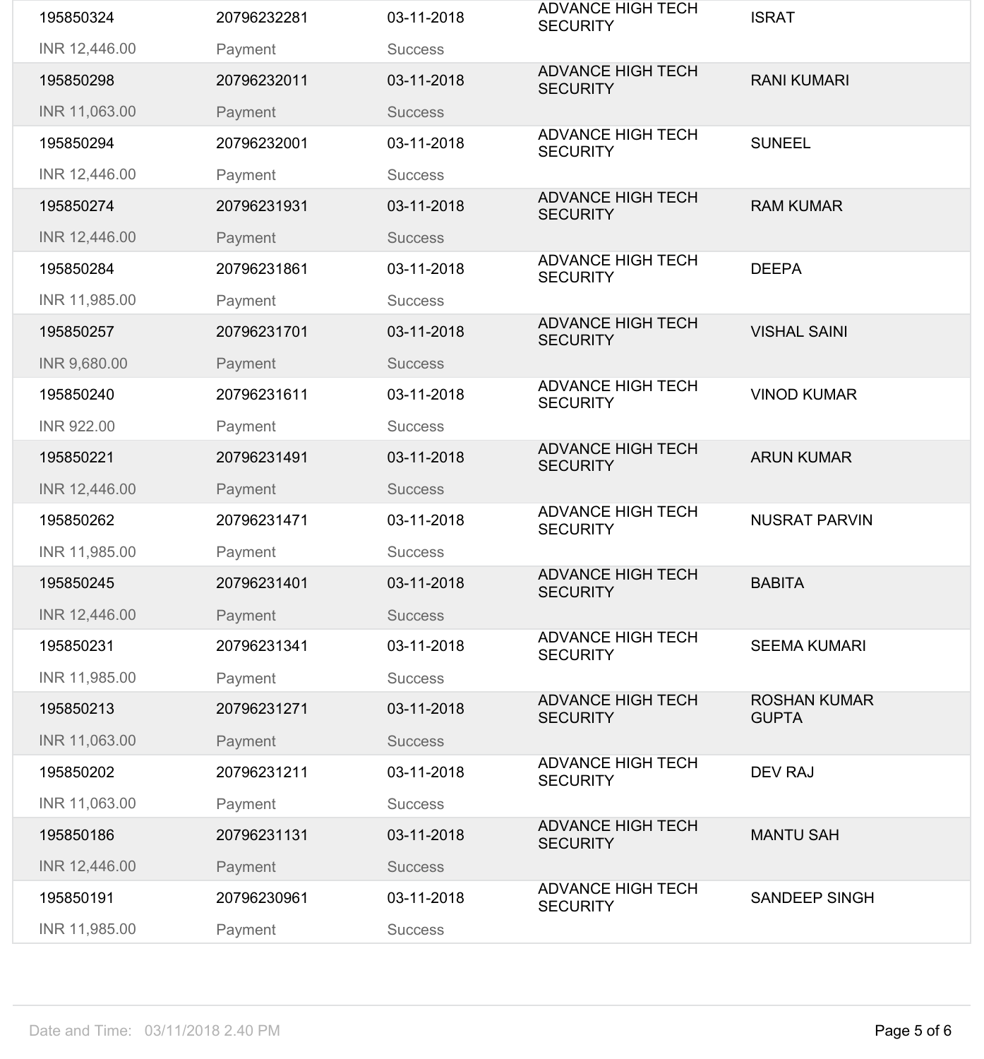| | | | | |
|---|---|---|---|---|
| 195850324<br>INR 12,446.00 | 20796232281<br>Payment | 03-11-2018<br>Success | ADVANCE HIGH TECH SECURITY | ISRAT |
| 195850298<br>INR 11,063.00 | 20796232011<br>Payment | 03-11-2018<br>Success | ADVANCE HIGH TECH SECURITY | RANI KUMARI |
| 195850294<br>INR 12,446.00 | 20796232001<br>Payment | 03-11-2018<br>Success | ADVANCE HIGH TECH SECURITY | SUNEEL |
| 195850274<br>INR 12,446.00 | 20796231931<br>Payment | 03-11-2018<br>Success | ADVANCE HIGH TECH SECURITY | RAM KUMAR |
| 195850284<br>INR 11,985.00 | 20796231861<br>Payment | 03-11-2018<br>Success | ADVANCE HIGH TECH SECURITY | DEEPA |
| 195850257<br>INR 9,680.00 | 20796231701<br>Payment | 03-11-2018<br>Success | ADVANCE HIGH TECH SECURITY | VISHAL SAINI |
| 195850240<br>INR 922.00 | 20796231611<br>Payment | 03-11-2018<br>Success | ADVANCE HIGH TECH SECURITY | VINOD KUMAR |
| 195850221<br>INR 12,446.00 | 20796231491<br>Payment | 03-11-2018<br>Success | ADVANCE HIGH TECH SECURITY | ARUN KUMAR |
| 195850262<br>INR 11,985.00 | 20796231471<br>Payment | 03-11-2018<br>Success | ADVANCE HIGH TECH SECURITY | NUSRAT PARVIN |
| 195850245<br>INR 12,446.00 | 20796231401<br>Payment | 03-11-2018<br>Success | ADVANCE HIGH TECH SECURITY | BABITA |
| 195850231<br>INR 11,985.00 | 20796231341<br>Payment | 03-11-2018<br>Success | ADVANCE HIGH TECH SECURITY | SEEMA KUMARI |
| 195850213<br>INR 11,063.00 | 20796231271<br>Payment | 03-11-2018<br>Success | ADVANCE HIGH TECH SECURITY | ROSHAN KUMAR GUPTA |
| 195850202<br>INR 11,063.00 | 20796231211<br>Payment | 03-11-2018<br>Success | ADVANCE HIGH TECH SECURITY | DEV RAJ |
| 195850186<br>INR 12,446.00 | 20796231131<br>Payment | 03-11-2018<br>Success | ADVANCE HIGH TECH SECURITY | MANTU SAH |
| 195850191<br>INR 11,985.00 | 20796230961<br>Payment | 03-11-2018<br>Success | ADVANCE HIGH TECH SECURITY | SANDEEP SINGH |

Date and Time: 03/11/2018 2.40 PM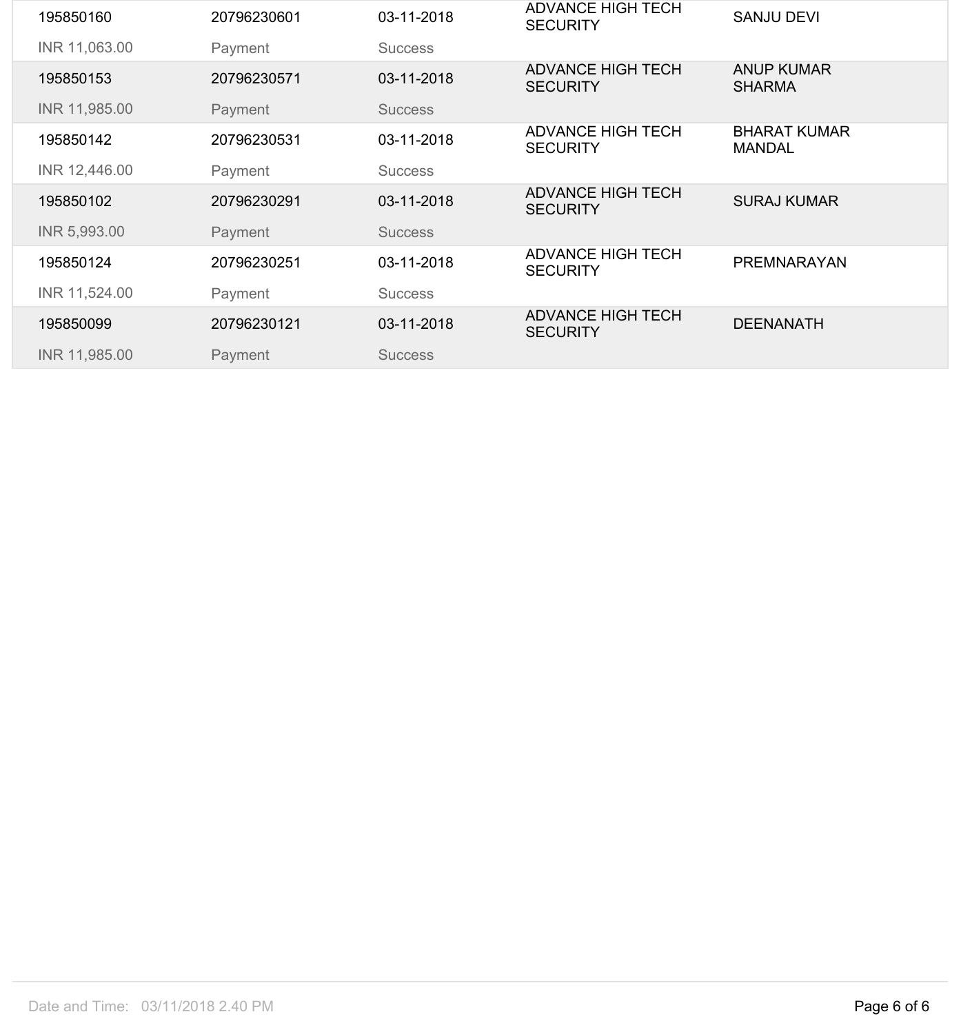| | | | | |
|---|---|---|---|---|
| 195850160 | 20796230601 | 03-11-2018 | ADVANCE HIGH TECH SECURITY | SANJU DEVI |
| INR 11,063.00 | Payment | Success | | |
| 195850153 | 20796230571 | 03-11-2018 | ADVANCE HIGH TECH SECURITY | ANUP KUMAR SHARMA |
| INR 11,985.00 | Payment | Success | | |
| 195850142 | 20796230531 | 03-11-2018 | ADVANCE HIGH TECH SECURITY | BHARAT KUMAR MANDAL |
| INR 12,446.00 | Payment | Success | | |
| 195850102 | 20796230291 | 03-11-2018 | ADVANCE HIGH TECH SECURITY | SURAJ KUMAR |
| INR 5,993.00 | Payment | Success | | |
| 195850124 | 20796230251 | 03-11-2018 | ADVANCE HIGH TECH SECURITY | PREMNARAYAN |
| INR 11,524.00 | Payment | Success | | |
| 195850099 | 20796230121 | 03-11-2018 | ADVANCE HIGH TECH SECURITY | DEENANATH |
| INR 11,985.00 | Payment | Success | | |

Date and Time: 03/11/2018 2.40 PM